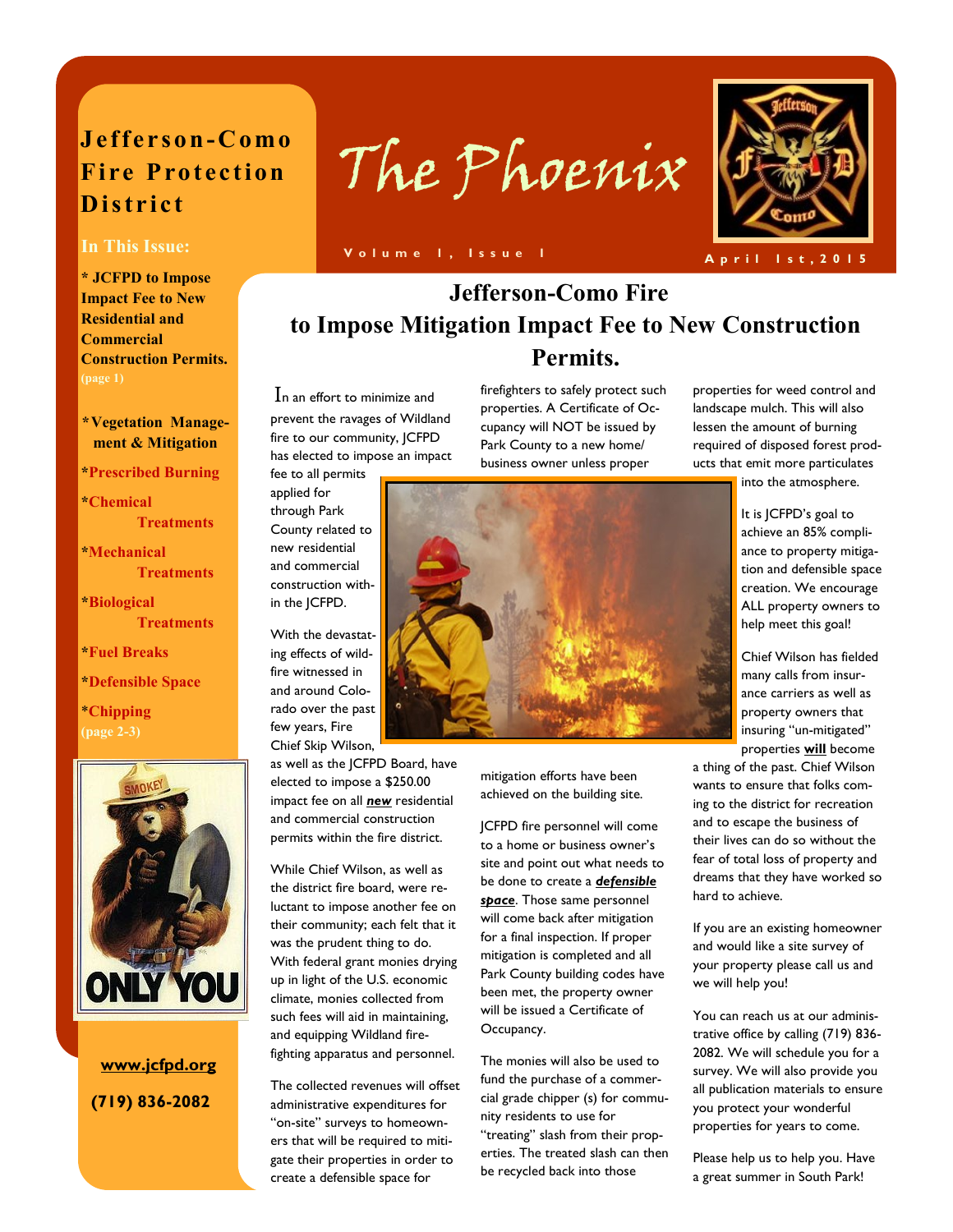# Jefferson-Como Fire Protection District

# The Phoenix

Volume 1, Issue 1

April 1st, 2015

**In This Issue:**

**\* JCFPD to Impose Impact Fee to New Residential and Commercial Construction Permits.** (page 1)

**\*Vegetation Management & Mitigation**

**\*Prescribed Burning**

**\*Chemical Treatments**

**\*Mechanical Treatments**

**\*Biological Treatments**

**\*Fuel Breaks**

**\*Defensible Space**

**\*Chipping**

(page 2-3)

**www.jcfpd.org**

**(719) 836-2082**

## Jefferson-Como Fire to Impose Mitigation Impact Fee to New Construction Permits.

In an effort to minimize and prevent the ravages of Wildland fire to our community, JCFPD has elected to impose an impact fee to all permits applied for through Park County related to new residential and commercial construction within the JCFPD.

With the devastating effects of wildfire witnessed in and around Colorado over the past few years, Fire Chief Skip Wilson, as well as the JCFPD Board, have elected to impose a $250.00 impact fee on all ***new*** residential and commercial construction permits within the fire district.

While Chief Wilson, as well as the district fire board, were reluctant to impose another fee on their community; each felt that it was the prudent thing to do. With federal grant monies drying up in light of the U.S. economic climate, monies collected from such fees will aid in maintaining, and equipping Wildland firefighting apparatus and personnel.

The collected revenues will offset administrative expenditures for "on-site" surveys to homeowners that will be required to mitigate their properties in order to create a defensible space for firefighters to safely protect such properties. A Certificate of Occupancy will NOT be issued by Park County to a new home/business owner unless proper mitigation efforts have been achieved on the building site.

JCFPD fire personnel will come to a home or business owner's site and point out what needs to be done to create a ***defensible space***. Those same personnel will come back after mitigation for a final inspection. If proper mitigation is completed and all Park County building codes have been met, the property owner will be issued a Certificate of Occupancy.

The monies will also be used to fund the purchase of a commercial grade chipper (s) for community residents to use for "treating" slash from their properties. The treated slash can then be recycled back into those properties for weed control and landscape mulch. This will also lessen the amount of burning required of disposed forest products that emit more particulates into the atmosphere.

It is JCFPD's goal to achieve an 85% compliance to property mitigation and defensible space creation. We encourage ALL property owners to help meet this goal!

Chief Wilson has fielded many calls from insurance carriers as well as property owners that insuring "un-mitigated" properties **will** become a thing of the past. Chief Wilson wants to ensure that folks coming to the district for recreation and to escape the business of their lives can do so without the fear of total loss of property and dreams that they have worked so hard to achieve.

If you are an existing homeowner and would like a site survey of your property please call us and we will help you!

You can reach us at our administrative office by calling (719) 836-2082. We will schedule you for a survey. We will also provide you all publication materials to ensure you protect your wonderful properties for years to come.

Please help us to help you. Have a great summer in South Park!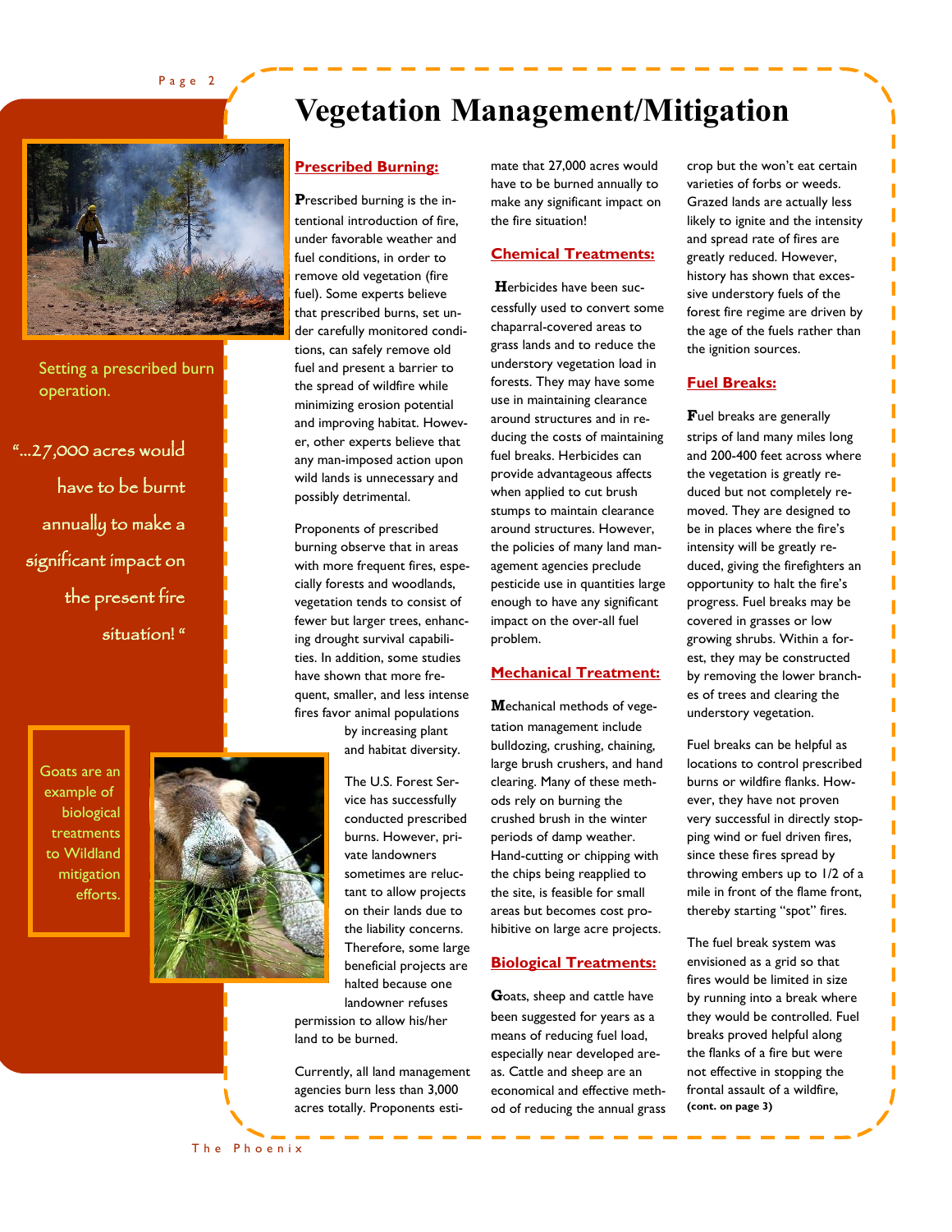# Vegetation Management/Mitigation

Setting a prescribed burn operation.

"…27,000 acres would have to be burnt annually to make a significant impact on the present fire situation! "

Goats are an example of biological treatments to Wildland mitigation efforts.

## Prescribed Burning:

**P**rescribed burning is the intentional introduction of fire, under favorable weather and fuel conditions, in order to remove old vegetation (fire fuel). Some experts believe that prescribed burns, set under carefully monitored conditions, can safely remove old fuel and present a barrier to the spread of wildfire while minimizing erosion potential and improving habitat. However, other experts believe that any man-imposed action upon wild lands is unnecessary and possibly detrimental.

Proponents of prescribed burning observe that in areas with more frequent fires, especially forests and woodlands, vegetation tends to consist of fewer but larger trees, enhancing drought survival capabilities. In addition, some studies have shown that more frequent, smaller, and less intense fires favor animal populations by increasing plant and habitat diversity.

The U.S. Forest Service has successfully conducted prescribed burns. However, private landowners sometimes are reluctant to allow projects on their lands due to the liability concerns. Therefore, some large beneficial projects are halted because one landowner refuses permission to allow his/her land to be burned.

Currently, all land management agencies burn less than 3,000 acres totally. Proponents estimate that 27,000 acres would have to be burned annually to make any significant impact on the fire situation!

## Chemical Treatments:

**H**erbicides have been successfully used to convert some chaparral-covered areas to grass lands and to reduce the understory vegetation load in forests. They may have some use in maintaining clearance around structures and in reducing the costs of maintaining fuel breaks. Herbicides can provide advantageous affects when applied to cut brush stumps to maintain clearance around structures. However, the policies of many land management agencies preclude pesticide use in quantities large enough to have any significant impact on the over-all fuel problem.

## Mechanical Treatment:

**M**echanical methods of vegetation management include bulldozing, crushing, chaining, large brush crushers, and hand clearing. Many of these methods rely on burning the crushed brush in the winter periods of damp weather. Hand-cutting or chipping with the chips being reapplied to the site, is feasible for small areas but becomes cost prohibitive on large acre projects.

## Biological Treatments:

**G**oats, sheep and cattle have been suggested for years as a means of reducing fuel load, especially near developed areas. Cattle and sheep are an economical and effective method of reducing the annual grass crop but the won't eat certain varieties of forbs or weeds. Grazed lands are actually less likely to ignite and the intensity and spread rate of fires are greatly reduced. However, history has shown that excessive understory fuels of the forest fire regime are driven by the age of the fuels rather than the ignition sources.

## Fuel Breaks:

**F**uel breaks are generally strips of land many miles long and 200-400 feet across where the vegetation is greatly reduced but not completely removed. They are designed to be in places where the fire's intensity will be greatly reduced, giving the firefighters an opportunity to halt the fire's progress. Fuel breaks may be covered in grasses or low growing shrubs. Within a forest, they may be constructed by removing the lower branches of trees and clearing the understory vegetation.

Fuel breaks can be helpful as locations to control prescribed burns or wildfire flanks. However, they have not proven very successful in directly stopping wind or fuel driven fires, since these fires spread by throwing embers up to 1/2 of a mile in front of the flame front, thereby starting "spot" fires.

The fuel break system was envisioned as a grid so that fires would be limited in size by running into a break where they would be controlled. Fuel breaks proved helpful along the flanks of a fire but were not effective in stopping the frontal assault of a wildfire, **(cont. on page 3)**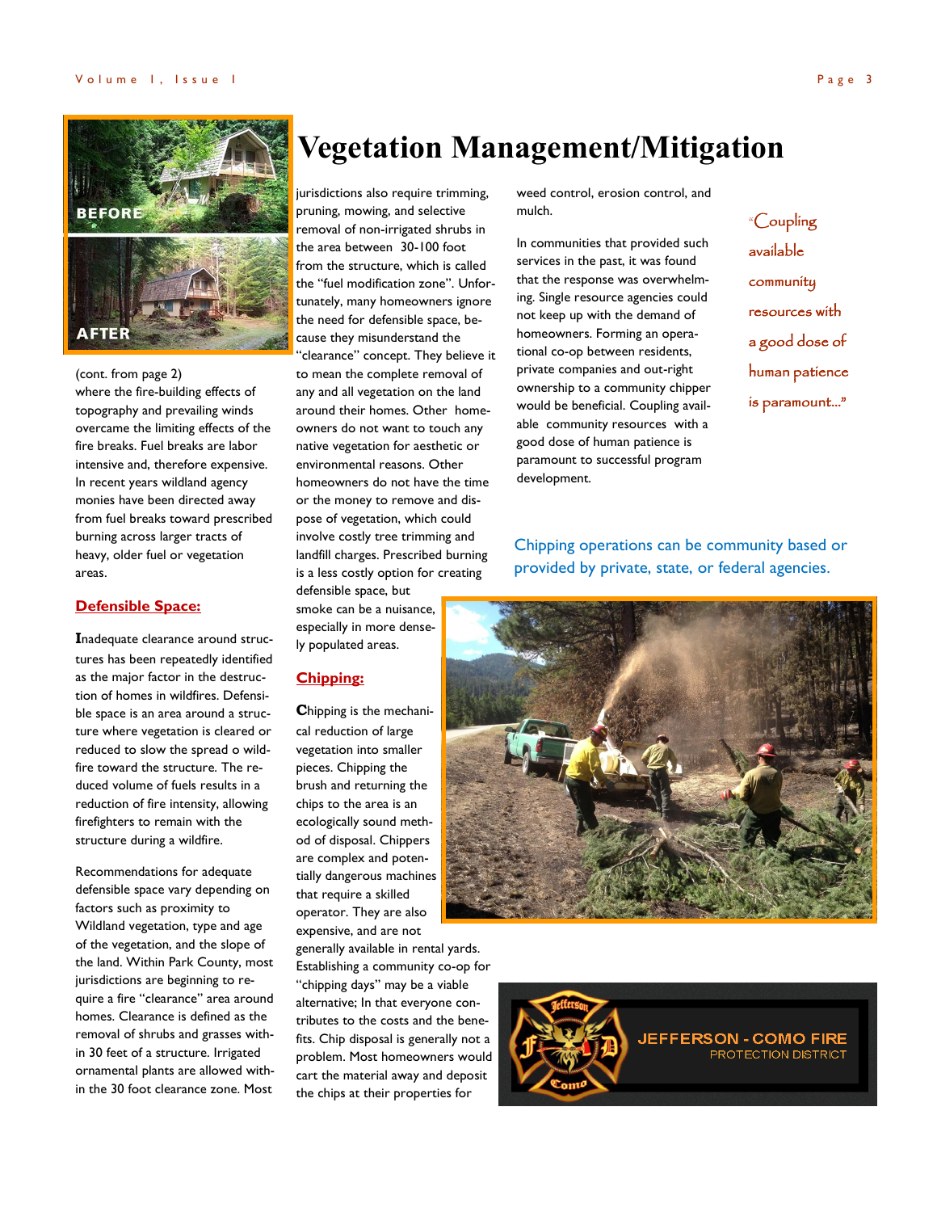# Vegetation Management/Mitigation

(cont. from page 2)
where the fire-building effects of topography and prevailing winds overcame the limiting effects of the fire breaks. Fuel breaks are labor intensive and, therefore expensive. In recent years wildland agency monies have been directed away from fuel breaks toward prescribed burning across larger tracts of heavy, older fuel or vegetation areas.

## Defensible Space:

Inadequate clearance around structures has been repeatedly identified as the major factor in the destruction of homes in wildfires. Defensible space is an area around a structure where vegetation is cleared or reduced to slow the spread o wildfire toward the structure. The reduced volume of fuels results in a reduction of fire intensity, allowing firefighters to remain with the structure during a wildfire.

Recommendations for adequate defensible space vary depending on factors such as proximity to Wildland vegetation, type and age of the vegetation, and the slope of the land. Within Park County, most jurisdictions are beginning to require a fire "clearance" area around homes. Clearance is defined as the removal of shrubs and grasses within 30 feet of a structure. Irrigated ornamental plants are allowed within the 30 foot clearance zone. Most jurisdictions also require trimming, pruning, mowing, and selective removal of non-irrigated shrubs in the area between 30-100 foot from the structure, which is called the "fuel modification zone". Unfortunately, many homeowners ignore the need for defensible space, because they misunderstand the "clearance" concept. They believe it to mean the complete removal of any and all vegetation on the land around their homes. Other homeowners do not want to touch any native vegetation for aesthetic or environmental reasons. Other homeowners do not have the time or the money to remove and dispose of vegetation, which could involve costly tree trimming and landfill charges. Prescribed burning is a less costly option for creating defensible space, but smoke can be a nuisance, especially in more densely populated areas.

## Chipping:

Chipping is the mechanical reduction of large vegetation into smaller pieces. Chipping the brush and returning the chips to the area is an ecologically sound method of disposal. Chippers are complex and potentially dangerous machines that require a skilled operator. They are also expensive, and are not generally available in rental yards. Establishing a community co-op for "chipping days" may be a viable alternative; In that everyone contributes to the costs and the benefits. Chip disposal is generally not a problem. Most homeowners would cart the material away and deposit the chips at their properties for weed control, erosion control, and mulch.

In communities that provided such services in the past, it was found that the response was overwhelming. Single resource agencies could not keep up with the demand of homeowners. Forming an operational co-op between residents, private companies and out-right ownership to a community chipper would be beneficial. Coupling available community resources with a good dose of human patience is paramount to successful program development.

*"Coupling available community resources with a good dose of human patience is paramount..."*

Chipping operations can be community based or provided by private, state, or federal agencies.

JEFFERSON - COMO FIRE PROTECTION DISTRICT